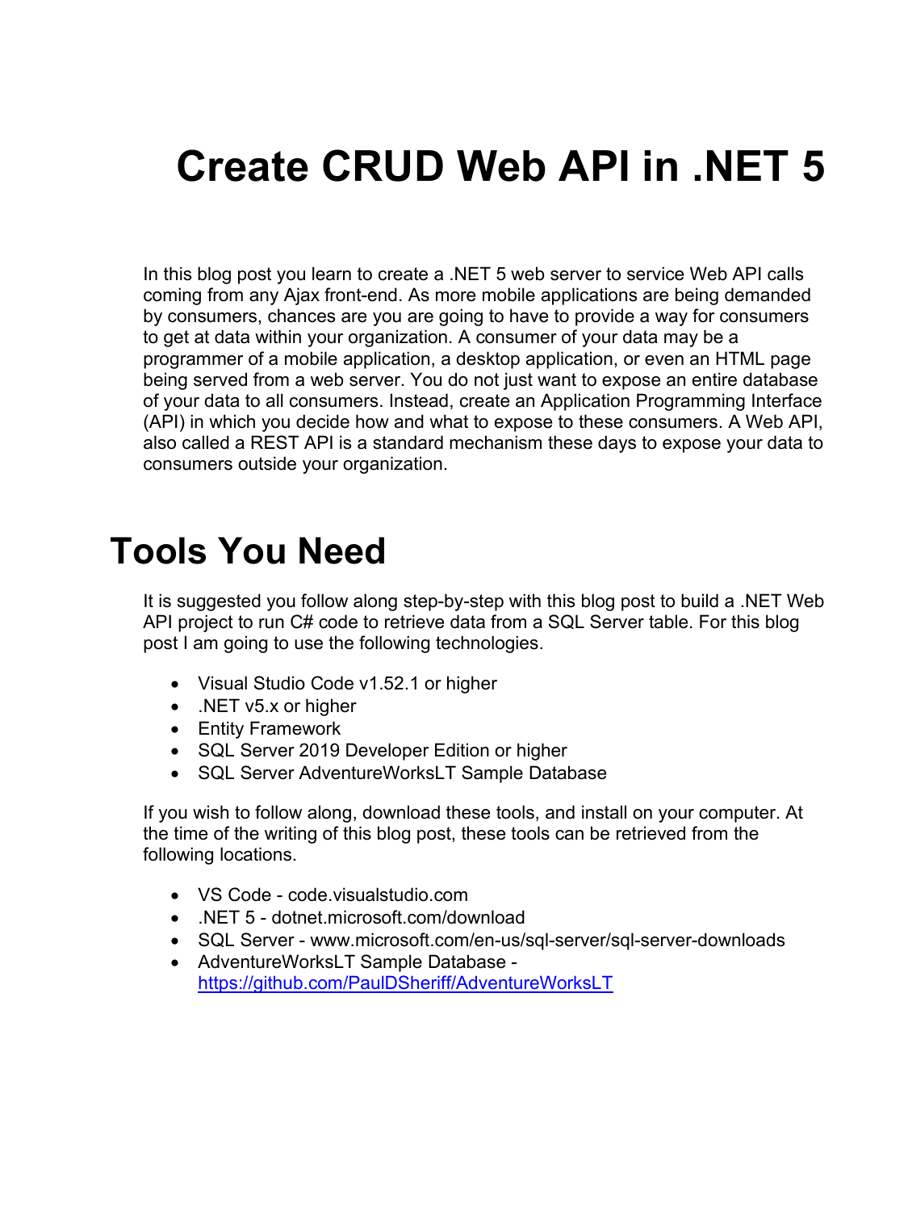# Create CRUD Web API in .NET 5

In this blog post you learn to create a .NET 5 web server to service Web API calls coming from any Ajax front-end. As more mobile applications are being demanded by consumers, chances are you are going to have to provide a way for consumers to get at data within your organization. A consumer of your data may be a programmer of a mobile application, a desktop application, or even an HTML page being served from a web server. You do not just want to expose an entire database of your data to all consumers. Instead, create an Application Programming Interface (API) in which you decide how and what to expose to these consumers. A Web API, also called a REST API is a standard mechanism these days to expose your data to consumers outside your organization.

## Tools You Need

It is suggested you follow along step-by-step with this blog post to build a .NET Web API project to run C# code to retrieve data from a SQL Server table. For this blog post I am going to use the following technologies.

- Visual Studio Code v1.52.1 or higher
- .NET v5.x or higher
- Entity Framework
- SQL Server 2019 Developer Edition or higher
- SQL Server AdventureWorksLT Sample Database

If you wish to follow along, download these tools, and install on your computer. At the time of the writing of this blog post, these tools can be retrieved from the following locations.

- VS Code - code.visualstudio.com
- .NET 5 - dotnet.microsoft.com/download
- SQL Server - www.microsoft.com/en-us/sql-server/sql-server-downloads
- AdventureWorksLT Sample Database - https://github.com/PaulDSheriff/AdventureWorksLT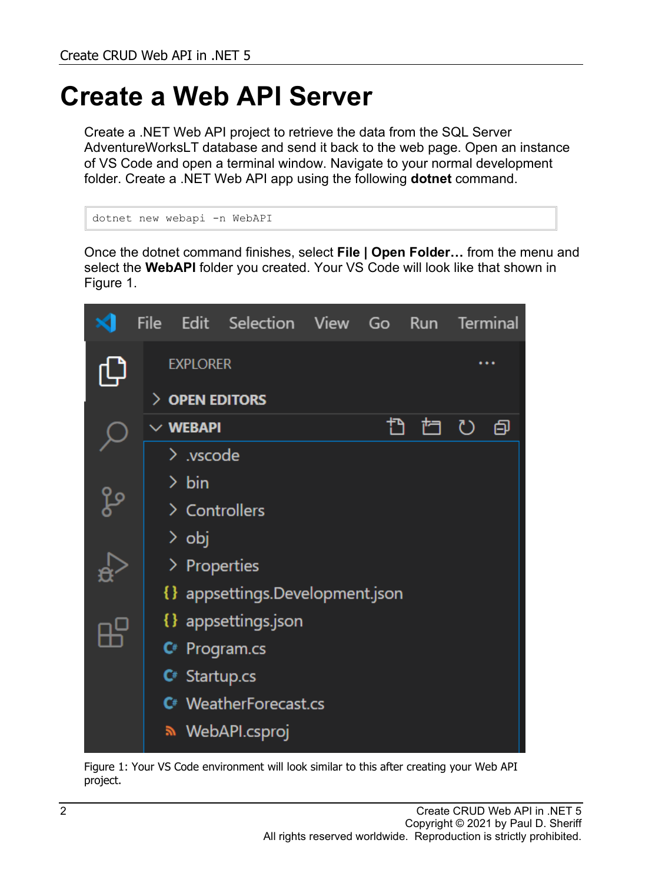# Create a Web API Server

Create a .NET Web API project to retrieve the data from the SQL Server AdventureWorksLT database and send it back to the web page. Open an instance of VS Code and open a terminal window. Navigate to your normal development folder. Create a .NET Web API app using the following **dotnet** command.

```
dotnet new webapi -n WebAPI
```

Once the dotnet command finishes, select **File | Open Folder…** from the menu and select the **WebAPI** folder you created. Your VS Code will look like that shown in Figure 1.

Figure 1: Your VS Code environment will look similar to this after creating your Web API project.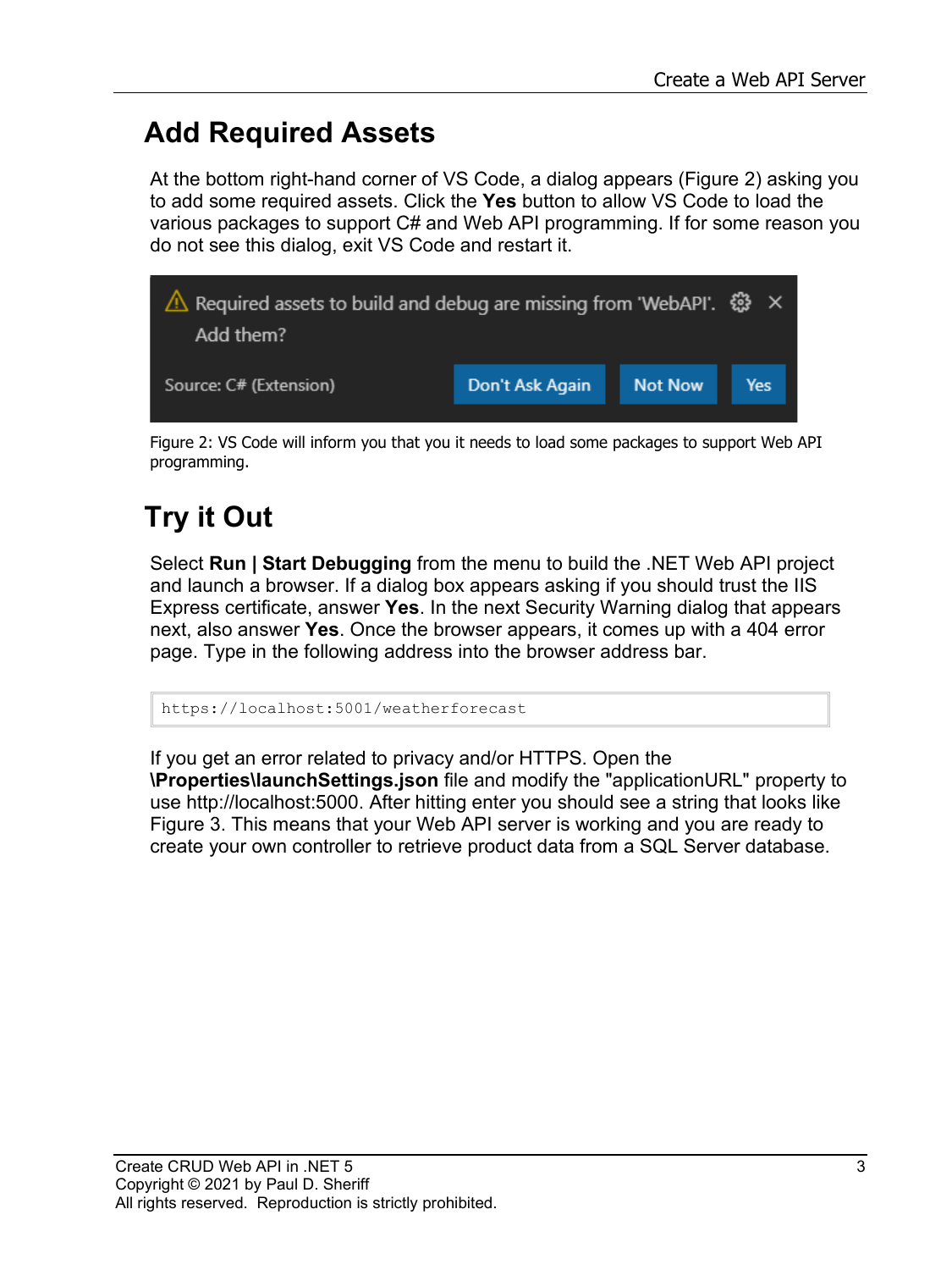## Add Required Assets

At the bottom right-hand corner of VS Code, a dialog appears (Figure 2) asking you to add some required assets. Click the **Yes** button to allow VS Code to load the various packages to support C# and Web API programming. If for some reason you do not see this dialog, exit VS Code and restart it.

Figure 2: VS Code will inform you that you it needs to load some packages to support Web API programming.

## Try it Out

Select **Run | Start Debugging** from the menu to build the .NET Web API project and launch a browser. If a dialog box appears asking if you should trust the IIS Express certificate, answer **Yes**. In the next Security Warning dialog that appears next, also answer **Yes**. Once the browser appears, it comes up with a 404 error page. Type in the following address into the browser address bar.

```
https://localhost:5001/weatherforecast
```

If you get an error related to privacy and/or HTTPS. Open the **\Properties\launchSettings.json** file and modify the "applicationURL" property to use http://localhost:5000. After hitting enter you should see a string that looks like Figure 3. This means that your Web API server is working and you are ready to create your own controller to retrieve product data from a SQL Server database.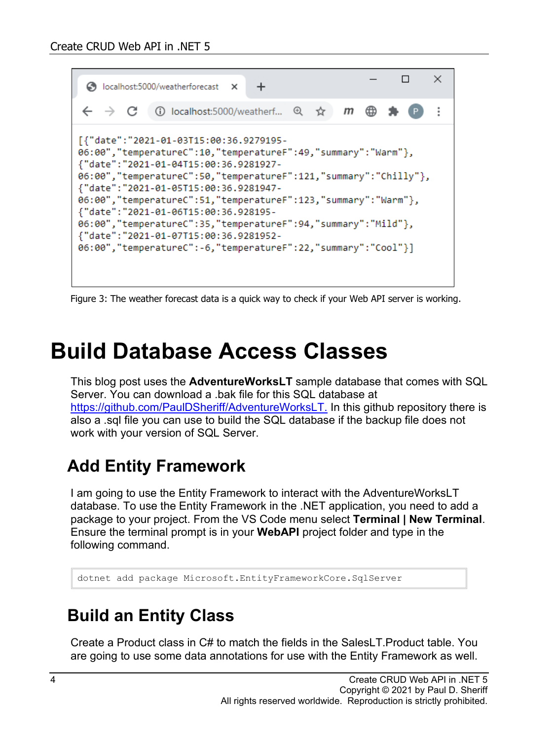Figure 3: The weather forecast data is a quick way to check if your Web API server is working.

# Build Database Access Classes

This blog post uses the **AdventureWorksLT** sample database that comes with SQL Server. You can download a .bak file for this SQL database at https://github.com/PaulDSheriff/AdventureWorksLT. In this github repository there is also a .sql file you can use to build the SQL database if the backup file does not work with your version of SQL Server.

## Add Entity Framework

I am going to use the Entity Framework to interact with the AdventureWorksLT database. To use the Entity Framework in the .NET application, you need to add a package to your project. From the VS Code menu select **Terminal | New Terminal**. Ensure the terminal prompt is in your **WebAPI** project folder and type in the following command.

```
dotnet add package Microsoft.EntityFrameworkCore.SqlServer
```

## Build an Entity Class

Create a Product class in C# to match the fields in the SalesLT.Product table. You are going to use some data annotations for use with the Entity Framework as well.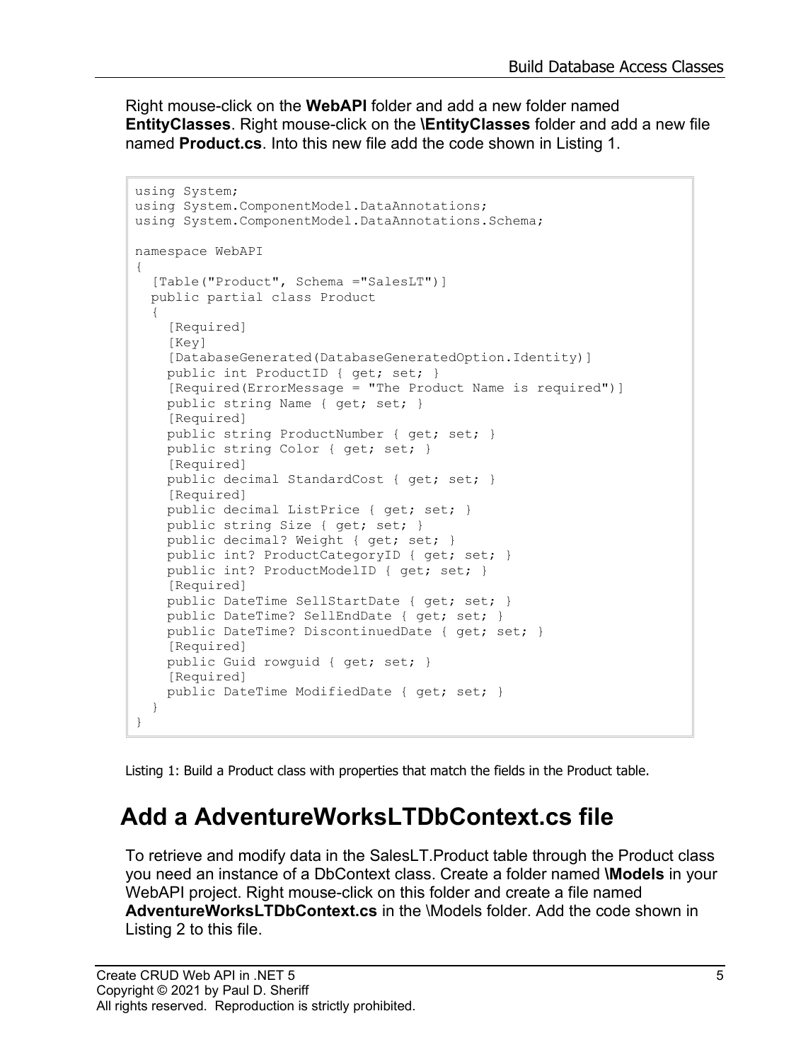Right mouse-click on the **WebAPI** folder and add a new folder named **EntityClasses**. Right mouse-click on the **\EntityClasses** folder and add a new file named **Product.cs**. Into this new file add the code shown in Listing 1.

```
using System;
using System.ComponentModel.DataAnnotations;
using System.ComponentModel.DataAnnotations.Schema;

namespace WebAPI
{
  [Table("Product", Schema ="SalesLT")]
  public partial class Product
  {
    [Required]
    [Key]
    [DatabaseGenerated(DatabaseGeneratedOption.Identity)]
    public int ProductID { get; set; }
    [Required(ErrorMessage = "The Product Name is required")]
    public string Name { get; set; }
    [Required]
    public string ProductNumber { get; set; }
    public string Color { get; set; }
    [Required]
    public decimal StandardCost { get; set; }
    [Required]
    public decimal ListPrice { get; set; }
    public string Size { get; set; }
    public decimal? Weight { get; set; }
    public int? ProductCategoryID { get; set; }
    public int? ProductModelID { get; set; }
    [Required]
    public DateTime SellStartDate { get; set; }
    public DateTime? SellEndDate { get; set; }
    public DateTime? DiscontinuedDate { get; set; }
    [Required]
    public Guid rowguid { get; set; }
    [Required]
    public DateTime ModifiedDate { get; set; }
  }
}
```

Listing 1: Build a Product class with properties that match the fields in the Product table.

## Add a AdventureWorksLTDbContext.cs file

To retrieve and modify data in the SalesLT.Product table through the Product class you need an instance of a DbContext class. Create a folder named **\Models** in your WebAPI project. Right mouse-click on this folder and create a file named **AdventureWorksLTDbContext.cs** in the \Models folder. Add the code shown in Listing 2 to this file.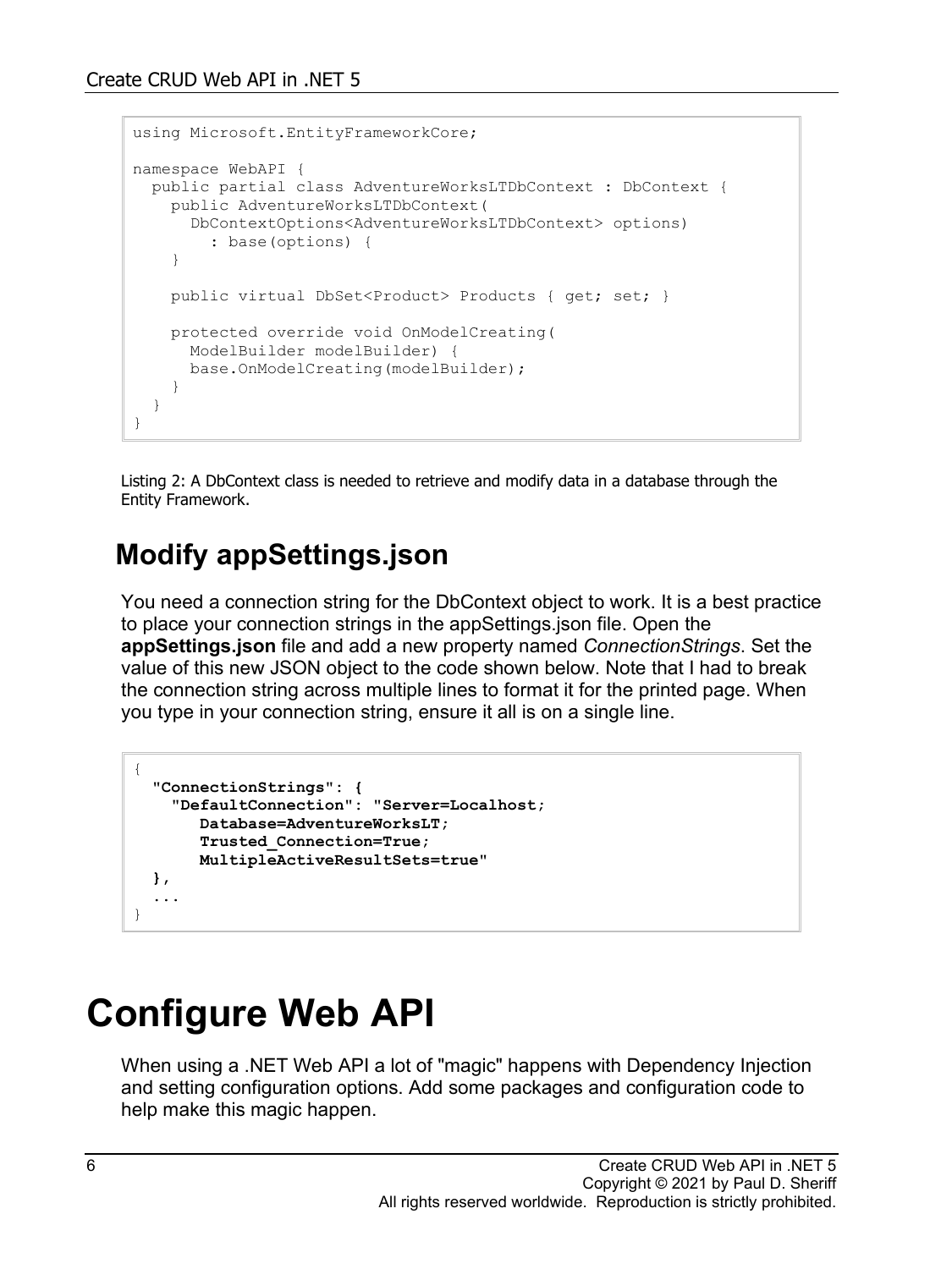```
using Microsoft.EntityFrameworkCore;

namespace WebAPI {
  public partial class AdventureWorksLTDbContext : DbContext {
    public AdventureWorksLTDbContext(
      DbContextOptions<AdventureWorksLTDbContext> options)
        : base(options) {
    }

    public virtual DbSet<Product> Products { get; set; }

    protected override void OnModelCreating(
      ModelBuilder modelBuilder) {
      base.OnModelCreating(modelBuilder);
    }
  }
}
```

Listing 2: A DbContext class is needed to retrieve and modify data in a database through the Entity Framework.

## Modify appSettings.json

You need a connection string for the DbContext object to work. It is a best practice to place your connection strings in the appSettings.json file. Open the **appSettings.json** file and add a new property named *ConnectionStrings*. Set the value of this new JSON object to the code shown below. Note that I had to break the connection string across multiple lines to format it for the printed page. When you type in your connection string, ensure it all is on a single line.

```
{
  "ConnectionStrings": {
    "DefaultConnection": "Server=Localhost;
       Database=AdventureWorksLT;
       Trusted_Connection=True;
       MultipleActiveResultSets=true"
  },
  ...
}
```

# Configure Web API

When using a .NET Web API a lot of "magic" happens with Dependency Injection and setting configuration options. Add some packages and configuration code to help make this magic happen.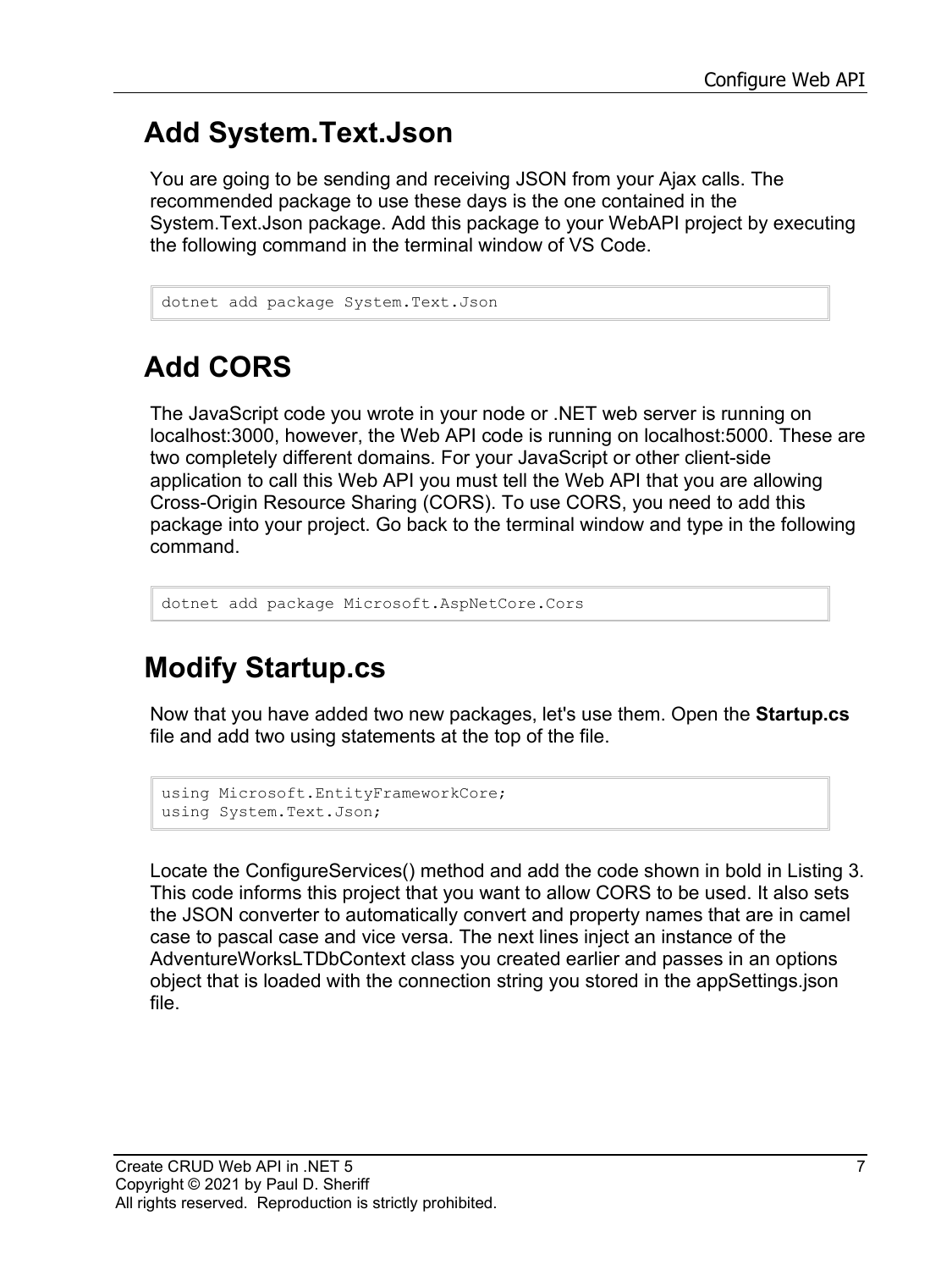## Add System.Text.Json

You are going to be sending and receiving JSON from your Ajax calls. The recommended package to use these days is the one contained in the System.Text.Json package. Add this package to your WebAPI project by executing the following command in the terminal window of VS Code.

```
dotnet add package System.Text.Json
```

## Add CORS

The JavaScript code you wrote in your node or .NET web server is running on localhost:3000, however, the Web API code is running on localhost:5000. These are two completely different domains. For your JavaScript or other client-side application to call this Web API you must tell the Web API that you are allowing Cross-Origin Resource Sharing (CORS). To use CORS, you need to add this package into your project. Go back to the terminal window and type in the following command.

```
dotnet add package Microsoft.AspNetCore.Cors
```

## Modify Startup.cs

Now that you have added two new packages, let's use them. Open the **Startup.cs** file and add two using statements at the top of the file.

```
using Microsoft.EntityFrameworkCore;
using System.Text.Json;
```

Locate the ConfigureServices() method and add the code shown in bold in Listing 3. This code informs this project that you want to allow CORS to be used. It also sets the JSON converter to automatically convert and property names that are in camel case to pascal case and vice versa. The next lines inject an instance of the AdventureWorksLTDbContext class you created earlier and passes in an options object that is loaded with the connection string you stored in the appSettings.json file.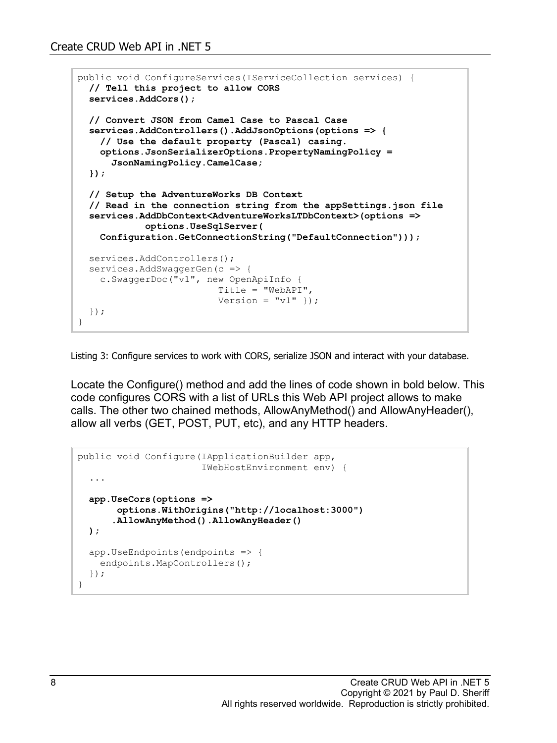```
public void ConfigureServices(IServiceCollection services) {
  // Tell this project to allow CORS
  services.AddCors();

  // Convert JSON from Camel Case to Pascal Case
  services.AddControllers().AddJsonOptions(options => {
    // Use the default property (Pascal) casing.
    options.JsonSerializerOptions.PropertyNamingPolicy =
      JsonNamingPolicy.CamelCase;
  });

  // Setup the AdventureWorks DB Context
  // Read in the connection string from the appSettings.json file
  services.AddDbContext<AdventureWorksLTDbContext>(options =>
            options.UseSqlServer(
    Configuration.GetConnectionString("DefaultConnection")));

  services.AddControllers();
  services.AddSwaggerGen(c => {
    c.SwaggerDoc("v1", new OpenApiInfo {
                         Title = "WebAPI",
                         Version = "v1" });
  });
}
```

Listing 3: Configure services to work with CORS, serialize JSON and interact with your database.

Locate the Configure() method and add the lines of code shown in bold below. This code configures CORS with a list of URLs this Web API project allows to make calls. The other two chained methods, AllowAnyMethod() and AllowAnyHeader(), allow all verbs (GET, POST, PUT, etc), and any HTTP headers.

```
public void Configure(IApplicationBuilder app,
                      IWebHostEnvironment env) {
  ...

  app.UseCors(options =>
       options.WithOrigins("http://localhost:3000")
      .AllowAnyMethod().AllowAnyHeader()
  );

  app.UseEndpoints(endpoints => {
    endpoints.MapControllers();
  });
}
```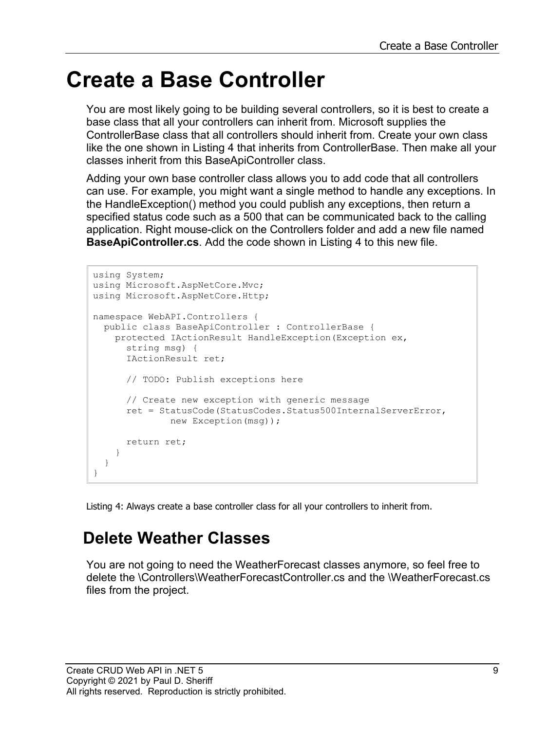# Create a Base Controller

You are most likely going to be building several controllers, so it is best to create a base class that all your controllers can inherit from. Microsoft supplies the ControllerBase class that all controllers should inherit from. Create your own class like the one shown in Listing 4 that inherits from ControllerBase. Then make all your classes inherit from this BaseApiController class.

Adding your own base controller class allows you to add code that all controllers can use. For example, you might want a single method to handle any exceptions. In the HandleException() method you could publish any exceptions, then return a specified status code such as a 500 that can be communicated back to the calling application. Right mouse-click on the Controllers folder and add a new file named **BaseApiController.cs**. Add the code shown in Listing 4 to this new file.

```
using System;
using Microsoft.AspNetCore.Mvc;
using Microsoft.AspNetCore.Http;

namespace WebAPI.Controllers {
  public class BaseApiController : ControllerBase {
    protected IActionResult HandleException(Exception ex,
      string msg) {
      IActionResult ret;

      // TODO: Publish exceptions here

      // Create new exception with generic message
      ret = StatusCode(StatusCodes.Status500InternalServerError,
              new Exception(msg));

      return ret;
    }
  }
}
```

Listing 4: Always create a base controller class for all your controllers to inherit from.

## Delete Weather Classes

You are not going to need the WeatherForecast classes anymore, so feel free to delete the \Controllers\WeatherForecastController.cs and the \WeatherForecast.cs files from the project.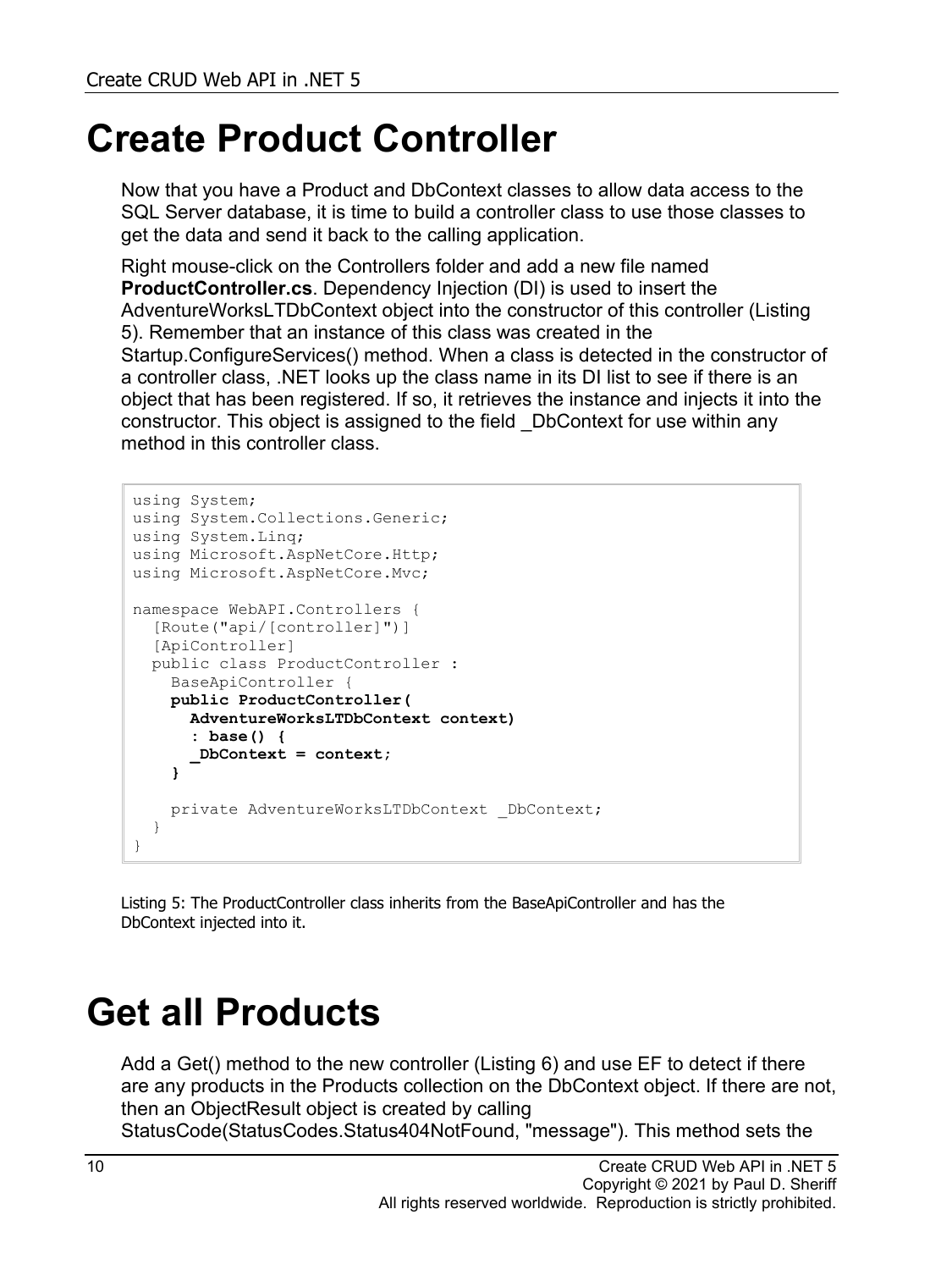# Create Product Controller

Now that you have a Product and DbContext classes to allow data access to the SQL Server database, it is time to build a controller class to use those classes to get the data and send it back to the calling application.

Right mouse-click on the Controllers folder and add a new file named **ProductController.cs**. Dependency Injection (DI) is used to insert the AdventureWorksLTDbContext object into the constructor of this controller (Listing 5). Remember that an instance of this class was created in the Startup.ConfigureServices() method. When a class is detected in the constructor of a controller class, .NET looks up the class name in its DI list to see if there is an object that has been registered. If so, it retrieves the instance and injects it into the constructor. This object is assigned to the field _DbContext for use within any method in this controller class.

```
using System;
using System.Collections.Generic;
using System.Linq;
using Microsoft.AspNetCore.Http;
using Microsoft.AspNetCore.Mvc;

namespace WebAPI.Controllers {
  [Route("api/[controller]")]
  [ApiController]
  public class ProductController :
    BaseApiController {
    public ProductController(
      AdventureWorksLTDbContext context)
      : base() {
      _DbContext = context;
    }

    private AdventureWorksLTDbContext _DbContext;
  }
}
```

Listing 5: The ProductController class inherits from the BaseApiController and has the DbContext injected into it.

# Get all Products

Add a Get() method to the new controller (Listing 6) and use EF to detect if there are any products in the Products collection on the DbContext object. If there are not, then an ObjectResult object is created by calling StatusCode(StatusCodes.Status404NotFound, "message"). This method sets the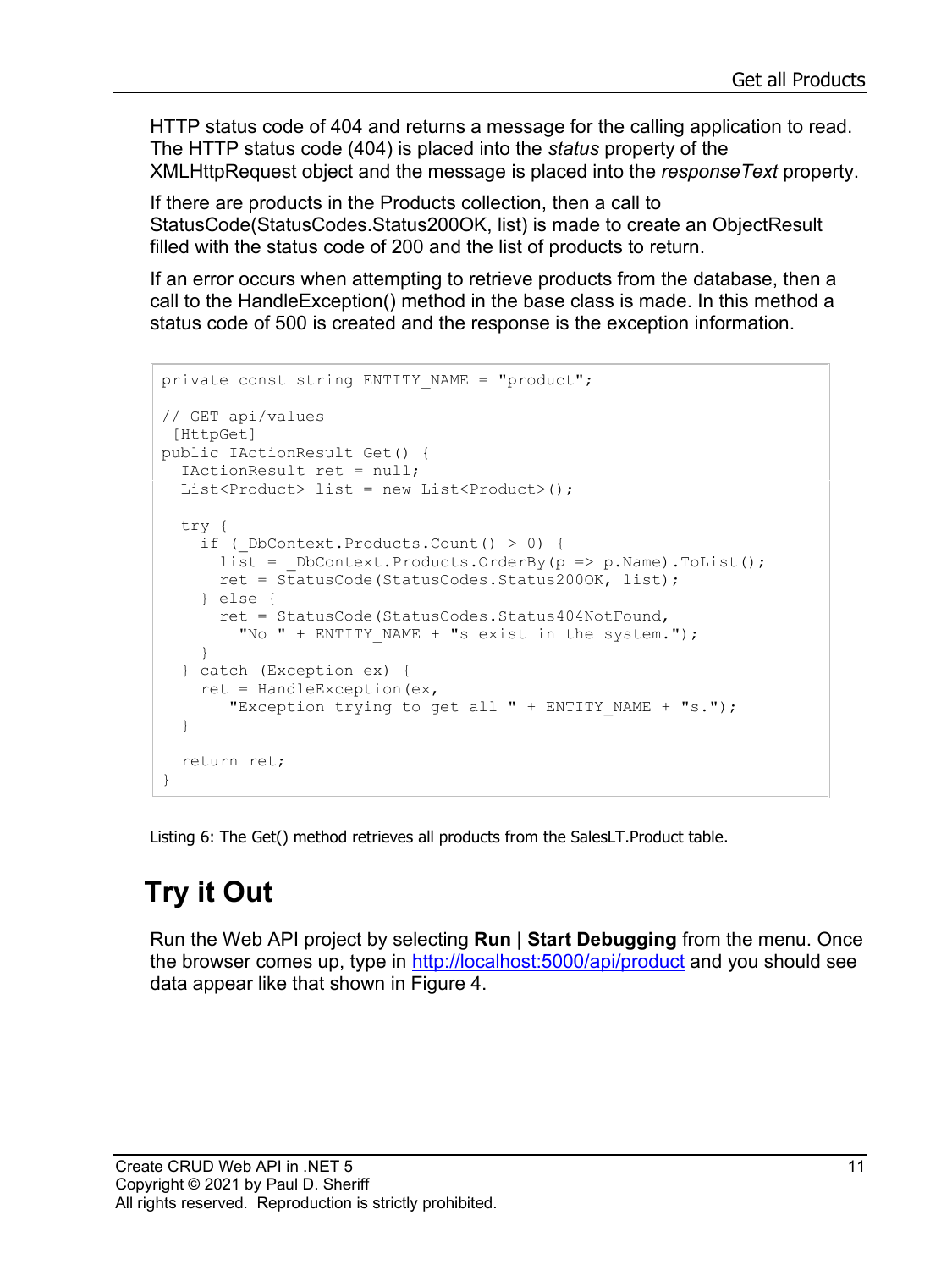HTTP status code of 404 and returns a message for the calling application to read. The HTTP status code (404) is placed into the *status* property of the XMLHttpRequest object and the message is placed into the *responseText* property.

If there are products in the Products collection, then a call to StatusCode(StatusCodes.Status200OK, list) is made to create an ObjectResult filled with the status code of 200 and the list of products to return.

If an error occurs when attempting to retrieve products from the database, then a call to the HandleException() method in the base class is made. In this method a status code of 500 is created and the response is the exception information.

```
private const string ENTITY_NAME = "product";

// GET api/values
 [HttpGet]
public IActionResult Get() {
  IActionResult ret = null;
  List<Product> list = new List<Product>();

  try {
    if (_DbContext.Products.Count() > 0) {
      list = _DbContext.Products.OrderBy(p => p.Name).ToList();
      ret = StatusCode(StatusCodes.Status200OK, list);
    } else {
      ret = StatusCode(StatusCodes.Status404NotFound,
        "No " + ENTITY_NAME + "s exist in the system.");
    }
  } catch (Exception ex) {
    ret = HandleException(ex,
       "Exception trying to get all " + ENTITY_NAME + "s.");
  }

  return ret;
}
```

Listing 6: The Get() method retrieves all products from the SalesLT.Product table.

## Try it Out

Run the Web API project by selecting **Run | Start Debugging** from the menu. Once the browser comes up, type in http://localhost:5000/api/product and you should see data appear like that shown in Figure 4.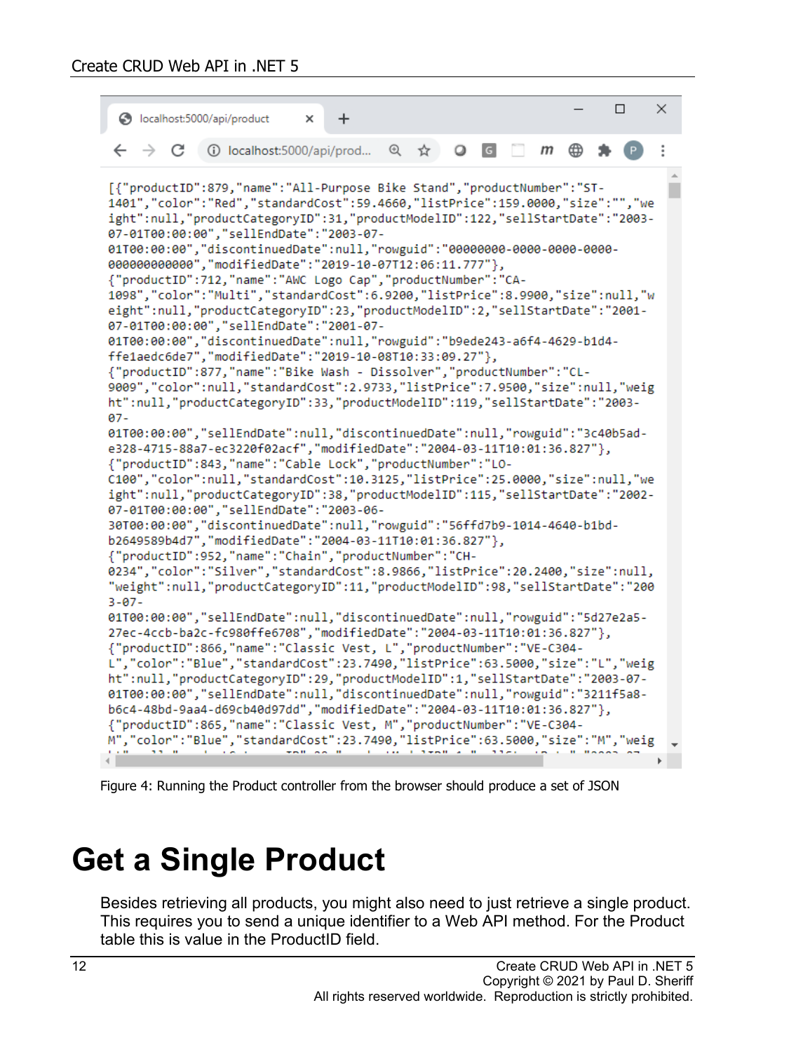```
[{"productID":879,"name":"All-Purpose Bike Stand","productNumber":"ST-1401","color":"Red","standardCost":59.4660,"listPrice":159.0000,"size":"","weight":null,"productCategoryID":31,"productModelID":122,"sellStartDate":"2003-07-01T00:00:00","sellEndDate":"2003-07-01T00:00:00","discontinuedDate":null,"rowguid":"00000000-0000-0000-0000-000000000000","modifiedDate":"2019-10-07T12:06:11.777"},
{"productID":712,"name":"AWC Logo Cap","productNumber":"CA-1098","color":"Multi","standardCost":6.9200,"listPrice":8.9900,"size":null,"weight":null,"productCategoryID":23,"productModelID":2,"sellStartDate":"2001-07-01T00:00:00","sellEndDate":"2001-07-01T00:00:00","discontinuedDate":null,"rowguid":"b9ede243-a6f4-4629-b1d4-ffe1aedc6de7","modifiedDate":"2019-10-08T10:33:09.27"},
{"productID":877,"name":"Bike Wash - Dissolver","productNumber":"CL-9009","color":null,"standardCost":2.9733,"listPrice":7.9500,"size":null,"weight":null,"productCategoryID":33,"productModelID":119,"sellStartDate":"2003-07-01T00:00:00","sellEndDate":null,"discontinuedDate":null,"rowguid":"3c40b5ad-e328-4715-88a7-ec3220f02acf","modifiedDate":"2004-03-11T10:01:36.827"},
{"productID":843,"name":"Cable Lock","productNumber":"LO-C100","color":null,"standardCost":10.3125,"listPrice":25.0000,"size":null,"weight":null,"productCategoryID":38,"productModelID":115,"sellStartDate":"2002-07-01T00:00:00","sellEndDate":"2003-06-30T00:00:00","discontinuedDate":null,"rowguid":"56ffd7b9-1014-4640-b1bd-b2649589b4d7","modifiedDate":"2004-03-11T10:01:36.827"},
{"productID":952,"name":"Chain","productNumber":"CH-0234","color":"Silver","standardCost":8.9866,"listPrice":20.2400,"size":null,"weight":null,"productCategoryID":11,"productModelID":98,"sellStartDate":"2003-07-01T00:00:00","sellEndDate":null,"discontinuedDate":null,"rowguid":"5d27e2a5-27ec-4ccb-ba2c-fc980ffe6708","modifiedDate":"2004-03-11T10:01:36.827"},
{"productID":866,"name":"Classic Vest, L","productNumber":"VE-C304-L","color":"Blue","standardCost":23.7490,"listPrice":63.5000,"size":"L","weight":null,"productCategoryID":29,"productModelID":1,"sellStartDate":"2003-07-01T00:00:00","sellEndDate":null,"discontinuedDate":null,"rowguid":"3211f5a8-b6c4-48bd-9aa4-d69cb40d97dd","modifiedDate":"2004-03-11T10:01:36.827"},
{"productID":865,"name":"Classic Vest, M","productNumber":"VE-C304-M","color":"Blue","standardCost":23.7490,"listPrice":63.5000,"size":"M","weig
```

Figure 4: Running the Product controller from the browser should produce a set of JSON

# Get a Single Product

Besides retrieving all products, you might also need to just retrieve a single product. This requires you to send a unique identifier to a Web API method. For the Product table this is value in the ProductID field.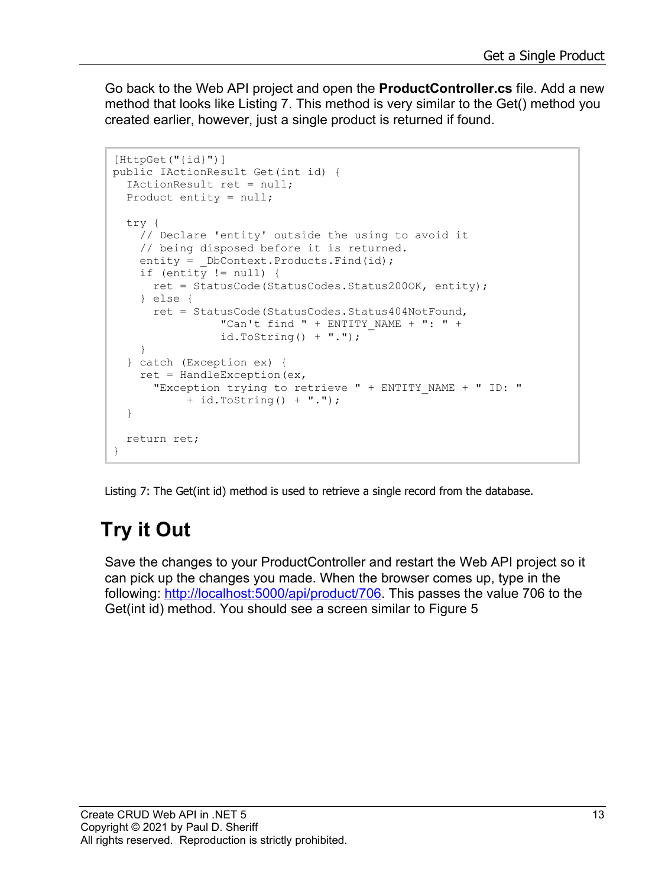Go back to the Web API project and open the **ProductController.cs** file. Add a new method that looks like Listing 7. This method is very similar to the Get() method you created earlier, however, just a single product is returned if found.

```
[HttpGet("{id}")]
public IActionResult Get(int id) {
  IActionResult ret = null;
  Product entity = null;

  try {
    // Declare 'entity' outside the using to avoid it
    // being disposed before it is returned.
    entity = _DbContext.Products.Find(id);
    if (entity != null) {
      ret = StatusCode(StatusCodes.Status200OK, entity);
    } else {
      ret = StatusCode(StatusCodes.Status404NotFound,
                "Can't find " + ENTITY_NAME + ": " +
                id.ToString() + ".");
    }
  } catch (Exception ex) {
    ret = HandleException(ex,
      "Exception trying to retrieve " + ENTITY_NAME + " ID: "
           + id.ToString() + ".");
  }

  return ret;
}
```

Listing 7: The Get(int id) method is used to retrieve a single record from the database.

## Try it Out

Save the changes to your ProductController and restart the Web API project so it can pick up the changes you made. When the browser comes up, type in the following: http://localhost:5000/api/product/706. This passes the value 706 to the Get(int id) method. You should see a screen similar to Figure 5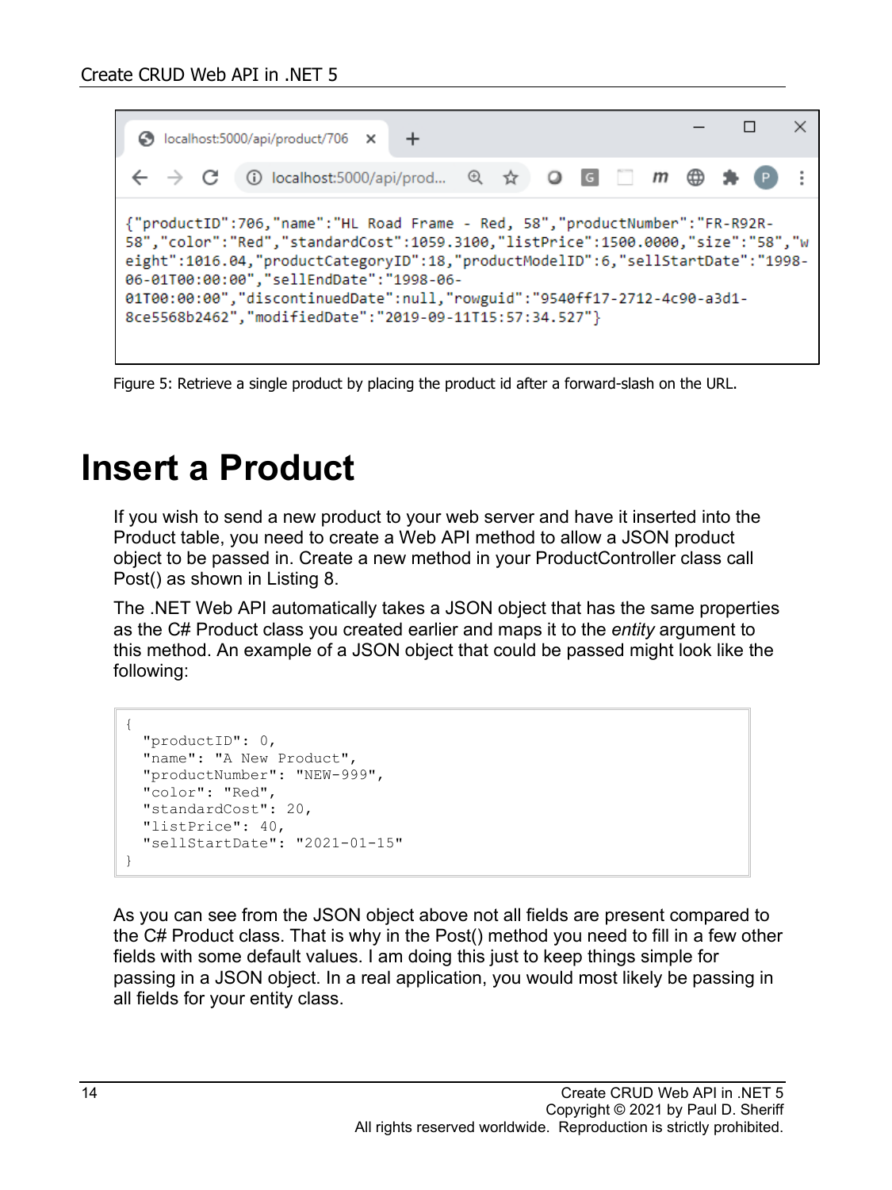```
{"productID":706,"name":"HL Road Frame - Red, 58","productNumber":"FR-R92R-58","color":"Red","standardCost":1059.3100,"listPrice":1500.0000,"size":"58","weight":1016.04,"productCategoryID":18,"productModelID":6,"sellStartDate":"1998-06-01T00:00:00","sellEndDate":"1998-06-01T00:00:00","discontinuedDate":null,"rowguid":"9540ff17-2712-4c90-a3d1-8ce5568b2462","modifiedDate":"2019-09-11T15:57:34.527"}
```

Figure 5: Retrieve a single product by placing the product id after a forward-slash on the URL.

# Insert a Product

If you wish to send a new product to your web server and have it inserted into the Product table, you need to create a Web API method to allow a JSON product object to be passed in. Create a new method in your ProductController class call Post() as shown in Listing 8.

The .NET Web API automatically takes a JSON object that has the same properties as the C# Product class you created earlier and maps it to the *entity* argument to this method. An example of a JSON object that could be passed might look like the following:

```
{
  "productID": 0,
  "name": "A New Product",
  "productNumber": "NEW-999",
  "color": "Red",
  "standardCost": 20,
  "listPrice": 40,
  "sellStartDate": "2021-01-15"
}
```

As you can see from the JSON object above not all fields are present compared to the C# Product class. That is why in the Post() method you need to fill in a few other fields with some default values. I am doing this just to keep things simple for passing in a JSON object. In a real application, you would most likely be passing in all fields for your entity class.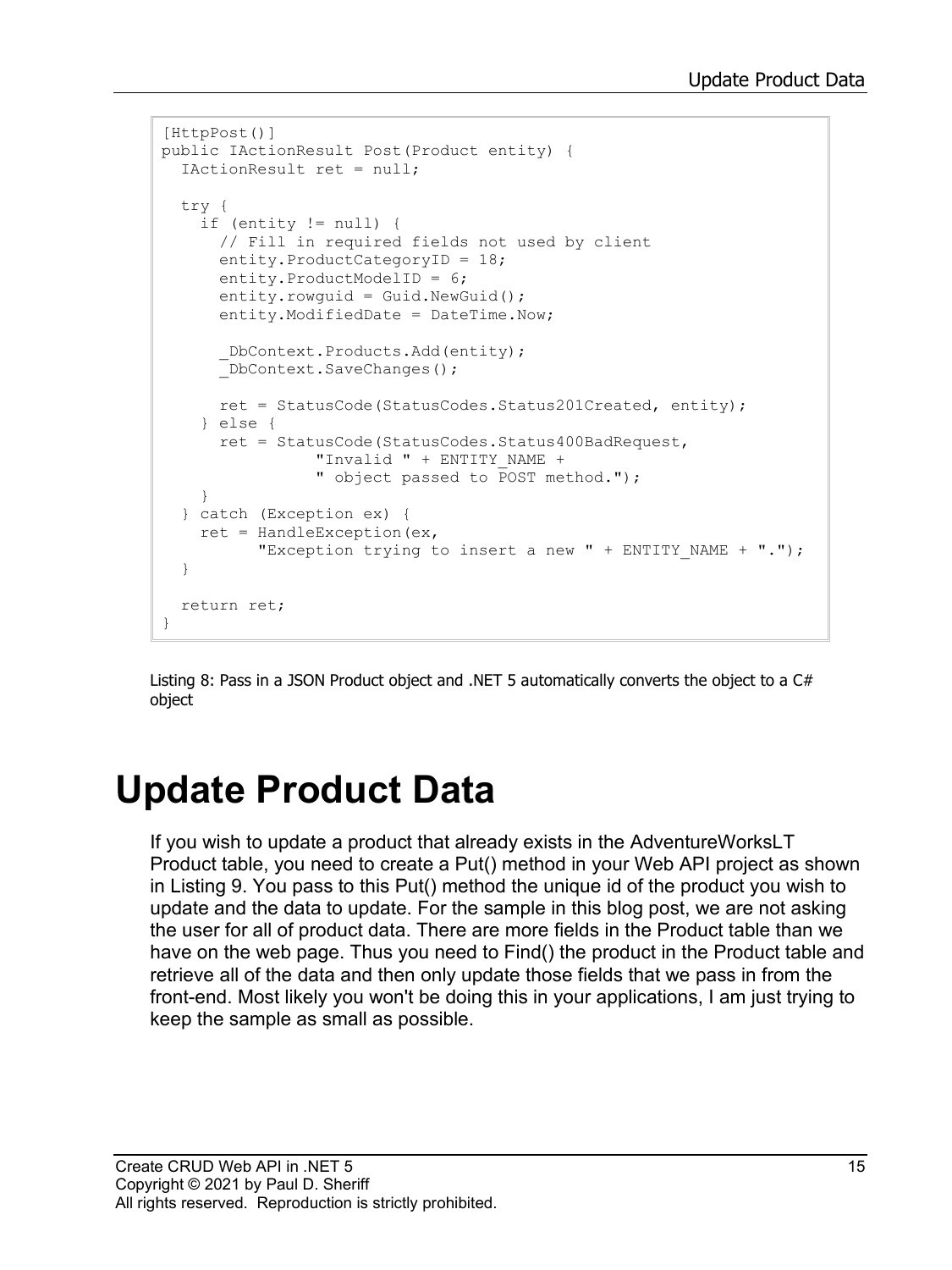```
[HttpPost()]
public IActionResult Post(Product entity) {
  IActionResult ret = null;

  try {
    if (entity != null) {
      // Fill in required fields not used by client
      entity.ProductCategoryID = 18;
      entity.ProductModelID = 6;
      entity.rowguid = Guid.NewGuid();
      entity.ModifiedDate = DateTime.Now;

      _DbContext.Products.Add(entity);
      _DbContext.SaveChanges();

      ret = StatusCode(StatusCodes.Status201Created, entity);
    } else {
      ret = StatusCode(StatusCodes.Status400BadRequest,
                "Invalid " + ENTITY_NAME +
                " object passed to POST method.");
    }
  } catch (Exception ex) {
    ret = HandleException(ex,
          "Exception trying to insert a new " + ENTITY_NAME + ".");
  }

  return ret;
}
```

Listing 8: Pass in a JSON Product object and .NET 5 automatically converts the object to a C# object

# Update Product Data

If you wish to update a product that already exists in the AdventureWorksLT Product table, you need to create a Put() method in your Web API project as shown in Listing 9. You pass to this Put() method the unique id of the product you wish to update and the data to update. For the sample in this blog post, we are not asking the user for all of product data. There are more fields in the Product table than we have on the web page. Thus you need to Find() the product in the Product table and retrieve all of the data and then only update those fields that we pass in from the front-end. Most likely you won't be doing this in your applications, I am just trying to keep the sample as small as possible.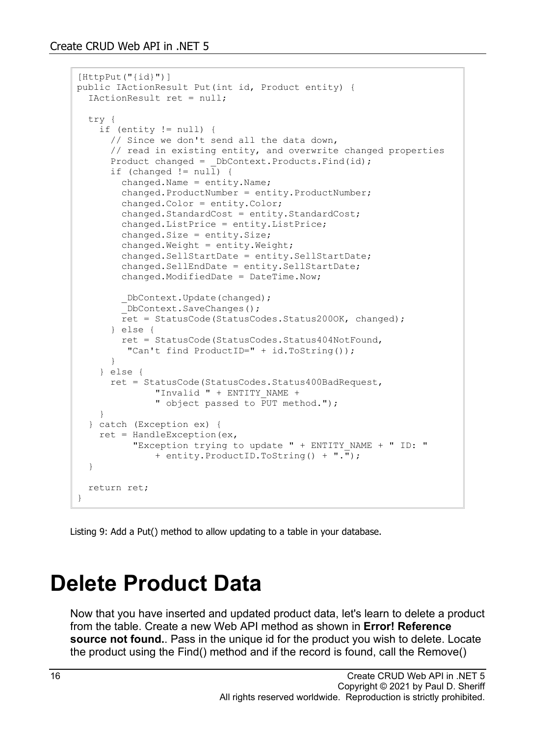```
[HttpPut("{id}")]
public IActionResult Put(int id, Product entity) {
  IActionResult ret = null;

  try {
    if (entity != null) {
      // Since we don't send all the data down,
      // read in existing entity, and overwrite changed properties
      Product changed = _DbContext.Products.Find(id);
      if (changed != null) {
        changed.Name = entity.Name;
        changed.ProductNumber = entity.ProductNumber;
        changed.Color = entity.Color;
        changed.StandardCost = entity.StandardCost;
        changed.ListPrice = entity.ListPrice;
        changed.Size = entity.Size;
        changed.Weight = entity.Weight;
        changed.SellStartDate = entity.SellStartDate;
        changed.SellEndDate = entity.SellStartDate;
        changed.ModifiedDate = DateTime.Now;

        _DbContext.Update(changed);
        _DbContext.SaveChanges();
        ret = StatusCode(StatusCodes.Status200OK, changed);
      } else {
        ret = StatusCode(StatusCodes.Status404NotFound,
         "Can't find ProductID=" + id.ToString());
      }
    } else {
      ret = StatusCode(StatusCodes.Status400BadRequest,
              "Invalid " + ENTITY_NAME +
              " object passed to PUT method.");
    }
  } catch (Exception ex) {
    ret = HandleException(ex,
          "Exception trying to update " + ENTITY_NAME + " ID: "
              + entity.ProductID.ToString() + ".");
  }

  return ret;
}
```

Listing 9: Add a Put() method to allow updating to a table in your database.

# Delete Product Data

Now that you have inserted and updated product data, let's learn to delete a product from the table. Create a new Web API method as shown in **Error! Reference source not found.**. Pass in the unique id for the product you wish to delete. Locate the product using the Find() method and if the record is found, call the Remove()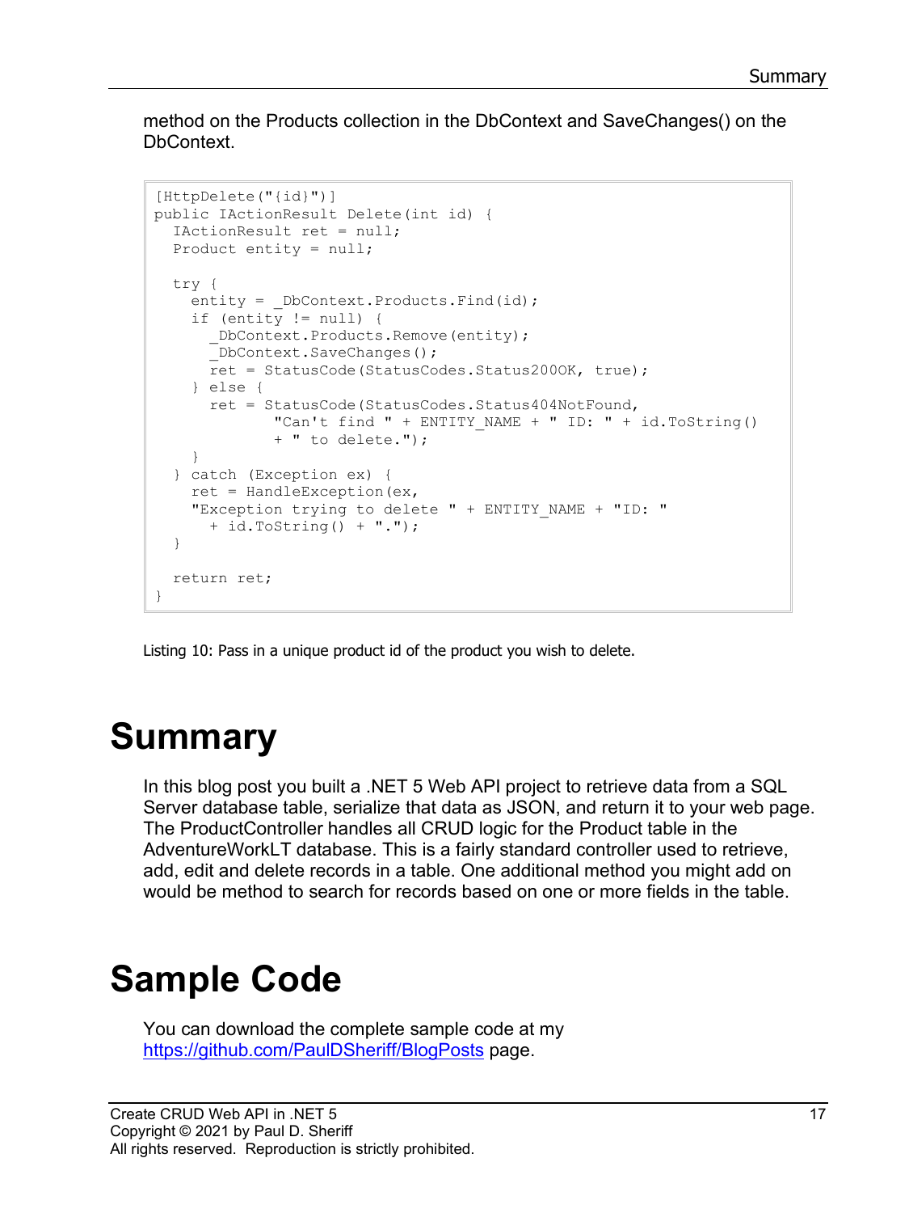method on the Products collection in the DbContext and SaveChanges() on the DbContext.

```
[HttpDelete("{id}")]
public IActionResult Delete(int id) {
  IActionResult ret = null;
  Product entity = null;

  try {
    entity = _DbContext.Products.Find(id);
    if (entity != null) {
      _DbContext.Products.Remove(entity);
      _DbContext.SaveChanges();
      ret = StatusCode(StatusCodes.Status200OK, true);
    } else {
      ret = StatusCode(StatusCodes.Status404NotFound,
            "Can't find " + ENTITY_NAME + " ID: " + id.ToString()
            + " to delete.");
    }
  } catch (Exception ex) {
    ret = HandleException(ex,
    "Exception trying to delete " + ENTITY_NAME + "ID: "
      + id.ToString() + ".");
  }

  return ret;
}
```

Listing 10: Pass in a unique product id of the product you wish to delete.

# Summary

In this blog post you built a .NET 5 Web API project to retrieve data from a SQL Server database table, serialize that data as JSON, and return it to your web page. The ProductController handles all CRUD logic for the Product table in the AdventureWorkLT database. This is a fairly standard controller used to retrieve, add, edit and delete records in a table. One additional method you might add on would be method to search for records based on one or more fields in the table.

# Sample Code

You can download the complete sample code at my [https://github.com/PaulDSheriff/BlogPosts](https://github.com/PaulDSheriff/BlogPosts) page.